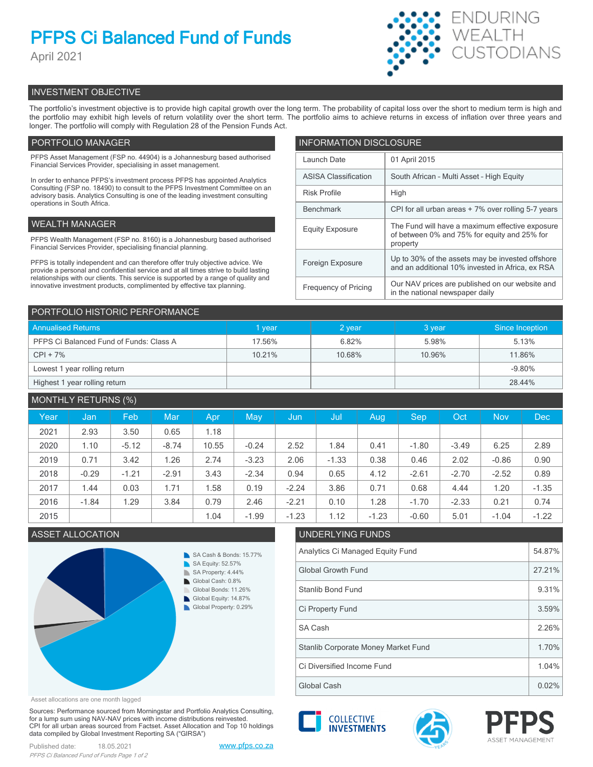# PFPS Ci Balanced Fund of Funds

April 2021

ENDURING WEALTH CUSTODIANS

## INVESTMENT OBJECTIVE

The portfolio's investment objective is to provide high capital growth over the long term. The probability of capital loss over the short to medium term is high and the portfolio may exhibit high levels of return volatility over the short term. The portfolio aims to achieve returns in excess of inflation over three years and longer. The portfolio will comply with Regulation 28 of the Pension Funds Act.

## PORTFOLIO MANAGER

PFPS Asset Management (FSP no. 44904) is a Johannesburg based authorised Financial Services Provider, specialising in asset management.

In order to enhance PFPS's investment process PFPS has appointed Analytics Consulting (FSP no. 18490) to consult to the PFPS Investment Committee on an advisory basis. Analytics Consulting is one of the leading investment consulting operations in South Africa.

## WEALTH MANAGER

PFPS Wealth Management (FSP no. 8160) is a Johannesburg based authorised Financial Services Provider, specialising financial planning.

PFPS is totally independent and can therefore offer truly objective advice. We provide a personal and confidential service and at all times strive to build lasting relationships with our clients. This service is supported by a range of quality and innovative investment products, complimented by effective tax planning.

## INFORMATION DISCLOSURE

| | |
|---|---|
| Launch Date | 01 April 2015 |
| ASISA Classification | South African - Multi Asset - High Equity |
| Risk Profile | High |
| Benchmark | CPI for all urban areas + 7% over rolling 5-7 years |
| Equity Exposure | The Fund will have a maximum effective exposure of between 0% and 75% for equity and 25% for property |
| Foreign Exposure | Up to 30% of the assets may be invested offshore and an additional 10% invested in Africa, ex RSA |
| Frequency of Pricing | Our NAV prices are published on our website and in the national newspaper daily |

## PORTFOLIO HISTORIC PERFORMANCE

| Annualised Returns | 1 year | 2 year | 3 year | Since Inception |
|---|---|---|---|---|
| PFPS Ci Balanced Fund of Funds: Class A | 17.56% | 6.82% | 5.98% | 5.13% |
| CPI + 7% | 10.21% | 10.68% | 10.96% | 11.86% |
| Lowest 1 year rolling return | | | | -9.80% |
| Highest 1 year rolling return | | | | 28.44% |

## MONTHLY RETURNS (%)

| Year | Jan | Feb | Mar | Apr | May | Jun | Jul | Aug | Sep | Oct | Nov | Dec |
|---|---|---|---|---|---|---|---|---|---|---|---|---|
| 2021 | 2.93 | 3.50 | 0.65 | 1.18 | | | | | | | | |
| 2020 | 1.10 | -5.12 | -8.74 | 10.55 | -0.24 | 2.52 | 1.84 | 0.41 | -1.80 | -3.49 | 6.25 | 2.89 |
| 2019 | 0.71 | 3.42 | 1.26 | 2.74 | -3.23 | 2.06 | -1.33 | 0.38 | 0.46 | 2.02 | -0.86 | 0.90 |
| 2018 | -0.29 | -1.21 | -2.91 | 3.43 | -2.34 | 0.94 | 0.65 | 4.12 | -2.61 | -2.70 | -2.52 | 0.89 |
| 2017 | 1.44 | 0.03 | 1.71 | 1.58 | 0.19 | -2.24 | 3.86 | 0.71 | 0.68 | 4.44 | 1.20 | -1.35 |
| 2016 | -1.84 | 1.29 | 3.84 | 0.79 | 2.46 | -2.21 | 0.10 | 1.28 | -1.70 | -2.33 | 0.21 | 0.74 |
| 2015 | | | | 1.04 | -1.99 | -1.23 | 1.12 | -1.23 | -0.60 | 5.01 | -1.04 | -1.22 |

## ASSET ALLOCATION

- SA Cash & Bonds: 15.77%
- SA Equity: 52.57%
- SA Property: 4.44%
- Global Cash: 0.8%
- Global Bonds: 11.26%
- Global Equity: 14.87%
- Global Property: 0.29%

Asset allocations are one month lagged

## UNDERLYING FUNDS

| | |
|---|---|
| Analytics Ci Managed Equity Fund | 54.87% |
| Global Growth Fund | 27.21% |
| Stanlib Bond Fund | 9.31% |
| Ci Property Fund | 3.59% |
| SA Cash | 2.26% |
| Stanlib Corporate Money Market Fund | 1.70% |
| Ci Diversified Income Fund | 1.04% |
| Global Cash | 0.02% |

Sources: Performance sourced from Morningstar and Portfolio Analytics Consulting, for a lump sum using NAV-NAV prices with income distributions reinvested. CPI for all urban areas sourced from Factset. Asset Allocation and Top 10 holdings data compiled by Global Investment Reporting SA ("GIRSA")

Published date: 18.05.2021

www.pfps.co.za

COLLECTIVE INVESTMENTS

PFPS ASSET MANAGEMENT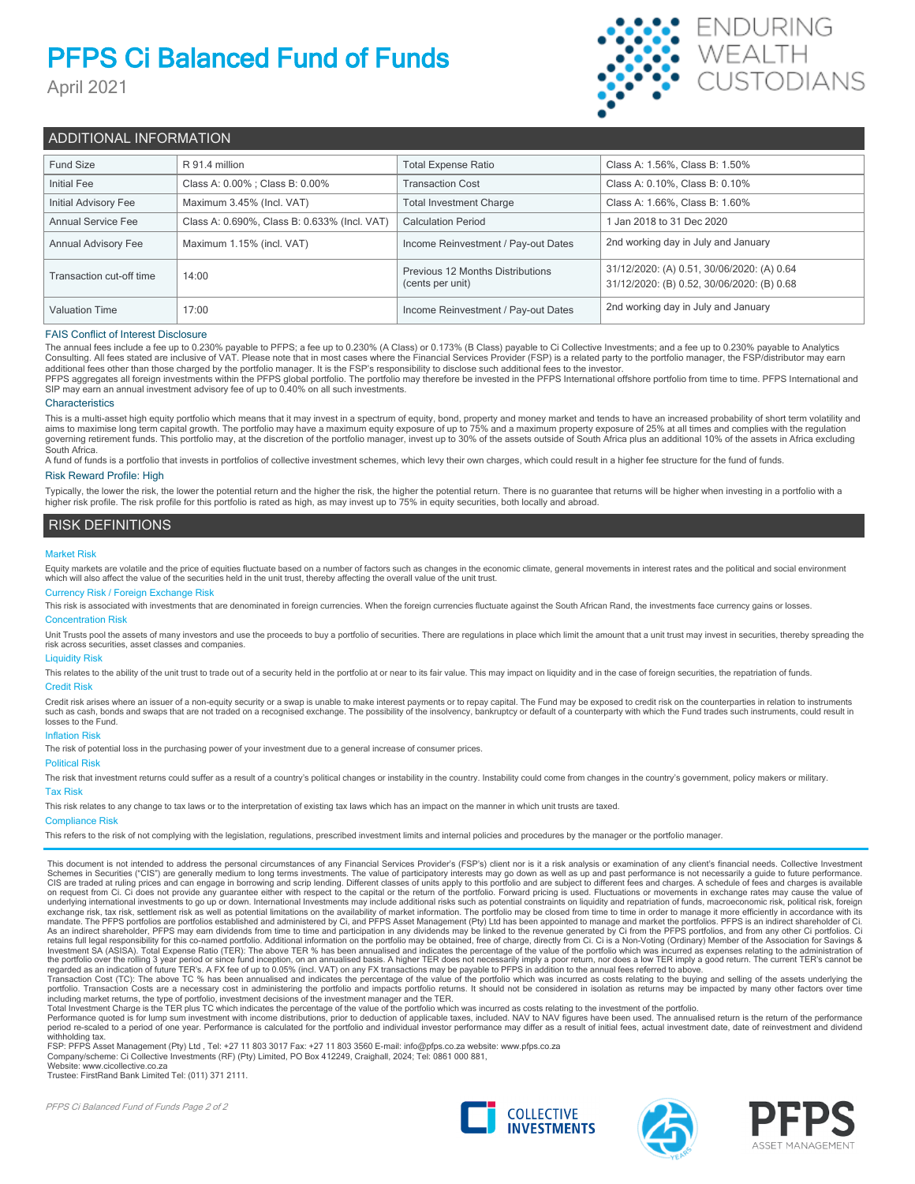# PFPS Ci Balanced Fund of Funds

April 2021

ENDURING WEALTH CUSTODIANS

## ADDITIONAL INFORMATION

| | | | |
|---|---|---|---|
| Fund Size | R 91.4 million | Total Expense Ratio | Class A: 1.56%, Class B: 1.50% |
| Initial Fee | Class A: 0.00% ; Class B: 0.00% | Transaction Cost | Class A: 0.10%, Class B: 0.10% |
| Initial Advisory Fee | Maximum 3.45% (Incl. VAT) | Total Investment Charge | Class A: 1.66%, Class B: 1.60% |
| Annual Service Fee | Class A: 0.690%, Class B: 0.633% (Incl. VAT) | Calculation Period | 1 Jan 2018 to 31 Dec 2020 |
| Annual Advisory Fee | Maximum 1.15% (incl. VAT) | Income Reinvestment / Pay-out Dates | 2nd working day in July and January |
| Transaction cut-off time | 14:00 | Previous 12 Months Distributions (cents per unit) | 31/12/2020: (A) 0.51, 30/06/2020: (A) 0.64<br>31/12/2020: (B) 0.52, 30/06/2020: (B) 0.68 |
| Valuation Time | 17:00 | Income Reinvestment / Pay-out Dates | 2nd working day in July and January |

### FAIS Conflict of Interest Disclosure

The annual fees include a fee up to 0.230% payable to PFPS; a fee up to 0.230% (A Class) or 0.173% (B Class) payable to Ci Collective Investments; and a fee up to 0.230% payable to Analytics Consulting. All fees stated are inclusive of VAT. Please note that in most cases where the Financial Services Provider (FSP) is a related party to the portfolio manager, the FSP/distributor may earn additional fees other than those charged by the portfolio manager. It is the FSP's responsibility to disclose such additional fees to the investor.
PFPS aggregates all foreign investments within the PFPS global portfolio. The portfolio may therefore be invested in the PFPS International offshore portfolio from time to time. PFPS International and SIP may earn an annual investment advisory fee of up to 0.40% on all such investments.

### Characteristics

This is a multi-asset high equity portfolio which means that it may invest in a spectrum of equity, bond, property and money market and tends to have an increased probability of short term volatility and aims to maximise long term capital growth. The portfolio may have a maximum equity exposure of up to 75% and a maximum property exposure of 25% at all times and complies with the regulation governing retirement funds. This portfolio may, at the discretion of the portfolio manager, invest up to 30% of the assets outside of South Africa plus an additional 10% of the assets in Africa excluding South Africa.
A fund of funds is a portfolio that invests in portfolios of collective investment schemes, which levy their own charges, which could result in a higher fee structure for the fund of funds.

### Risk Reward Profile: High

Typically, the lower the risk, the lower the potential return and the higher the risk, the higher the potential return. There is no guarantee that returns will be higher when investing in a portfolio with a higher risk profile. The risk profile for this portfolio is rated as high, as may invest up to 75% in equity securities, both locally and abroad.

## RISK DEFINITIONS

### Market Risk

Equity markets are volatile and the price of equities fluctuate based on a number of factors such as changes in the economic climate, general movements in interest rates and the political and social environment which will also affect the value of the securities held in the unit trust, thereby affecting the overall value of the unit trust.

### Currency Risk / Foreign Exchange Risk

This risk is associated with investments that are denominated in foreign currencies. When the foreign currencies fluctuate against the South African Rand, the investments face currency gains or losses.

### Concentration Risk

Unit Trusts pool the assets of many investors and use the proceeds to buy a portfolio of securities. There are regulations in place which limit the amount that a unit trust may invest in securities, thereby spreading the risk across securities, asset classes and companies.

### Liquidity Risk

This relates to the ability of the unit trust to trade out of a security held in the portfolio at or near to its fair value. This may impact on liquidity and in the case of foreign securities, the repatriation of funds.

### Credit Risk

Credit risk arises where an issuer of a non-equity security or a swap is unable to make interest payments or to repay capital. The Fund may be exposed to credit risk on the counterparties in relation to instruments such as cash, bonds and swaps that are not traded on a recognised exchange. The possibility of the insolvency, bankruptcy or default of a counterparty with which the Fund trades such instruments, could result in losses to the Fund.

### Inflation Risk

The risk of potential loss in the purchasing power of your investment due to a general increase of consumer prices.

### Political Risk

The risk that investment returns could suffer as a result of a country's political changes or instability in the country. Instability could come from changes in the country's government, policy makers or military.

### Tax Risk

This risk relates to any change to tax laws or to the interpretation of existing tax laws which has an impact on the manner in which unit trusts are taxed.

### Compliance Risk

This refers to the risk of not complying with the legislation, regulations, prescribed investment limits and internal policies and procedures by the manager or the portfolio manager.

This document is not intended to address the personal circumstances of any Financial Services Provider's (FSP's) client nor is it a risk analysis or examination of any client's financial needs. Collective Investment Schemes in Securities ("CIS") are generally medium to long terms investments. The value of participatory interests may go down as well as up and past performance is not necessarily a guide to future performance. CIS are traded at ruling prices and can engage in borrowing and scrip lending. Different classes of units apply to this portfolio and are subject to different fees and charges. A schedule of fees and charges is available on request from Ci. Ci does not provide any guarantee either with respect to the capital or the return of the portfolio. Forward pricing is used. Fluctuations or movements in exchange rates may cause the value of underlying international investments to go up or down. International Investments may include additional risks such as potential constraints on liquidity and repatriation of funds, macroeconomic risk, political risk, foreign exchange risk, tax risk, settlement risk as well as potential limitations on the availability of market information. The portfolio may be closed from time to time in order to manage it more efficiently in accordance with its mandate. The PFPS portfolios are portfolios established and administered by Ci, and PFPS Asset Management (Pty) Ltd has been appointed to manage and market the portfolios. PFPS is an indirect shareholder of Ci. As an indirect shareholder, PFPS may earn dividends from time to time and participation in any dividends may be linked to the revenue generated by Ci from the PFPS portfolios, and from any other Ci portfolios. Ci retains full legal responsibility for this co-named portfolio. Additional information on the portfolio may be obtained, free of charge, directly from Ci. Ci is a Non-Voting (Ordinary) Member of the Association for Savings & Investment SA (ASISA). Total Expense Ratio (TER): The above TER % has been annualised and indicates the percentage of the value of the portfolio which was incurred as expenses relating to the administration of the portfolio over the rolling 3 year period or since fund inception, on an annualised basis. A higher TER does not necessarily imply a poor return, nor does a low TER imply a good return. The current TER's cannot be regarded as an indication of future TER's. A FX fee of up to 0.05% (incl. VAT) on any FX transactions may be payable to PFPS in addition to the annual fees referred to above.
Transaction Cost (TC): The above TC % has been annualised and indicates the percentage of the value of the portfolio which was incurred as costs relating to the buying and selling of the assets underlying the portfolio. Transaction Costs are a necessary cost in administering the portfolio and impacts portfolio returns. It should not be considered in isolation as returns may be impacted by many other factors over time including market returns, the type of portfolio, investment decisions of the investment manager and the TER.
Total Investment Charge is the TER plus TC which indicates the percentage of the value of the portfolio which was incurred as costs relating to the investment of the portfolio.
Performance quoted is for lump sum investment with income distributions, prior to deduction of applicable taxes, included. NAV to NAV figures have been used. The annualised return is the return of the performance period re-scaled to a period of one year. Performance is calculated for the portfolio and individual investor performance may differ as a result of initial fees, actual investment date, date of reinvestment and dividend withholding tax.
FSP: PFPS Asset Management (Pty) Ltd , Tel: +27 11 803 3017 Fax: +27 11 803 3560 E-mail: info@pfps.co.za website: www.pfps.co.za
Company/scheme: Ci Collective Investments (RF) (Pty) Limited, PO Box 412249, Craighall, 2024; Tel: 0861 000 881,
Website: www.cicollective.co.za
Trustee: FirstRand Bank Limited Tel: (011) 371 2111.